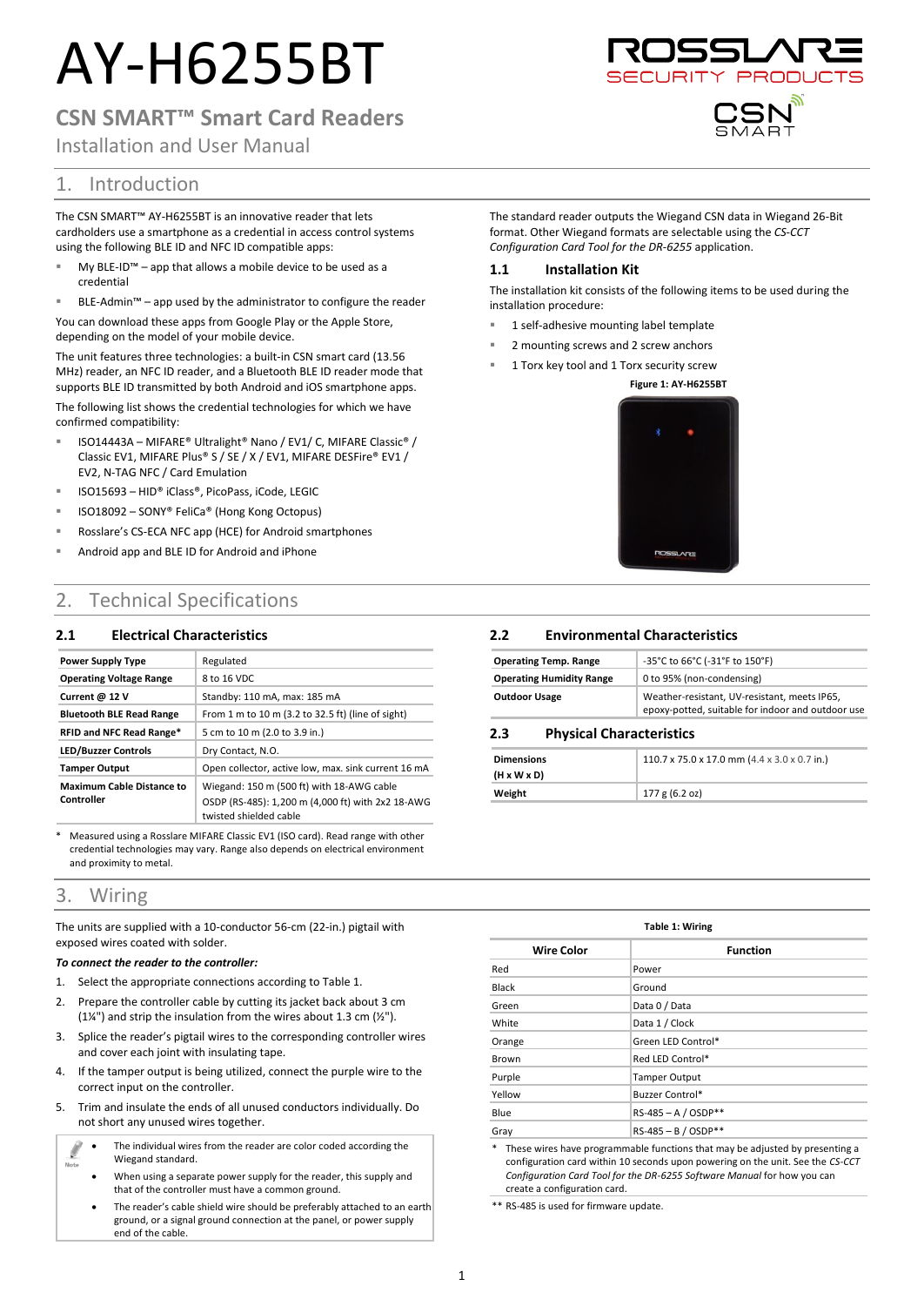# AY-H6255BT

## CSN SMART™ Smart Card Readers

Installation and User Manual

## 1. Introduction

The CSN SMART™ AY-H6255BT is an innovative reader that lets cardholders use a smartphone as a credential in access control systems using the following BLE ID and NFC ID compatible apps:

- My BLE-ID™ – app that allows a mobile device to be used as a credential
- BLE-Admin™ – app used by the administrator to configure the reader

You can download these apps from Google Play or the Apple Store, depending on the model of your mobile device.

The unit features three technologies: a built-in CSN smart card (13.56 MHz) reader, an NFC ID reader, and a Bluetooth BLE ID reader mode that supports BLE ID transmitted by both Android and iOS smartphone apps.

The following list shows the credential technologies for which we have confirmed compatibility:

- ISO14443A – MIFARE® Ultralight® Nano / EV1/ C, MIFARE Classic® / Classic EV1, MIFARE Plus® S / SE / X / EV1, MIFARE DESFire® EV1 / EV2, N-TAG NFC / Card Emulation
- ISO15693 – HID® iClass®, PicoPass, iCode, LEGIC
- ISO18092 – SONY® FeliCa® (Hong Kong Octopus)
- Rosslare's CS-ECA NFC app (HCE) for Android smartphones
- Android app and BLE ID for Android and iPhone

The standard reader outputs the Wiegand CSN data in Wiegand 26-Bit format. Other Wiegand formats are selectable using the *CS-CCT Configuration Card Tool for the DR-6255* application.

### 1.1 Installation Kit

The installation kit consists of the following items to be used during the installation procedure:

- 1 self-adhesive mounting label template
- 2 mounting screws and 2 screw anchors
- 1 Torx key tool and 1 Torx security screw

**Figure 1: AY-H6255BT**

## 2. Technical Specifications

### 2.1 Electrical Characteristics

| | |
|---|---|
| **Power Supply Type** | Regulated |
| **Operating Voltage Range** | 8 to 16 VDC |
| **Current @ 12 V** | Standby: 110 mA, max: 185 mA |
| **Bluetooth BLE Read Range** | From 1 m to 10 m (3.2 to 32.5 ft) (line of sight) |
| **RFID and NFC Read Range*** | 5 cm to 10 m (2.0 to 3.9 in.) |
| **LED/Buzzer Controls** | Dry Contact, N.O. |
| **Tamper Output** | Open collector, active low, max. sink current 16 mA |
| **Maximum Cable Distance to Controller** | Wiegand: 150 m (500 ft) with 18-AWG cable<br>OSDP (RS-485): 1,200 m (4,000 ft) with 2x2 18-AWG twisted shielded cable |

\* Measured using a Rosslare MIFARE Classic EV1 (ISO card). Read range with other credential technologies may vary. Range also depends on electrical environment and proximity to metal.

### 2.2 Environmental Characteristics

| | |
|---|---|
| **Operating Temp. Range** | -35°C to 66°C (-31°F to 150°F) |
| **Operating Humidity Range** | 0 to 95% (non-condensing) |
| **Outdoor Usage** | Weather-resistant, UV-resistant, meets IP65, epoxy-potted, suitable for indoor and outdoor use |

### 2.3 Physical Characteristics

| | |
|---|---|
| **Dimensions (H x W x D)** | 110.7 x 75.0 x 17.0 mm (4.4 x 3.0 x 0.7 in.) |
| **Weight** | 177 g (6.2 oz) |

## 3. Wiring

The units are supplied with a 10-conductor 56-cm (22-in.) pigtail with exposed wires coated with solder.

***To connect the reader to the controller:***

1. Select the appropriate connections according to Table 1.
2. Prepare the controller cable by cutting its jacket back about 3 cm (1¼") and strip the insulation from the wires about 1.3 cm (½").
3. Splice the reader's pigtail wires to the corresponding controller wires and cover each joint with insulating tape.
4. If the tamper output is being utilized, connect the purple wire to the correct input on the controller.
5. Trim and insulate the ends of all unused conductors individually. Do not short any unused wires together.

Note

- The individual wires from the reader are color coded according the Wiegand standard.
- When using a separate power supply for the reader, this supply and that of the controller must have a common ground.
- The reader's cable shield wire should be preferably attached to an earth ground, or a signal ground connection at the panel, or power supply end of the cable.

**Table 1: Wiring**

| Wire Color | Function |
|---|---|
| Red | Power |
| Black | Ground |
| Green | Data 0 / Data |
| White | Data 1 / Clock |
| Orange | Green LED Control* |
| Brown | Red LED Control* |
| Purple | Tamper Output |
| Yellow | Buzzer Control* |
| Blue | RS-485 – A / OSDP** |
| Gray | RS-485 – B / OSDP** |

\* These wires have programmable functions that may be adjusted by presenting a configuration card within 10 seconds upon powering on the unit. See the *CS-CCT Configuration Card Tool for the DR-6255 Software Manual* for how you can create a configuration card.

\*\* RS-485 is used for firmware update.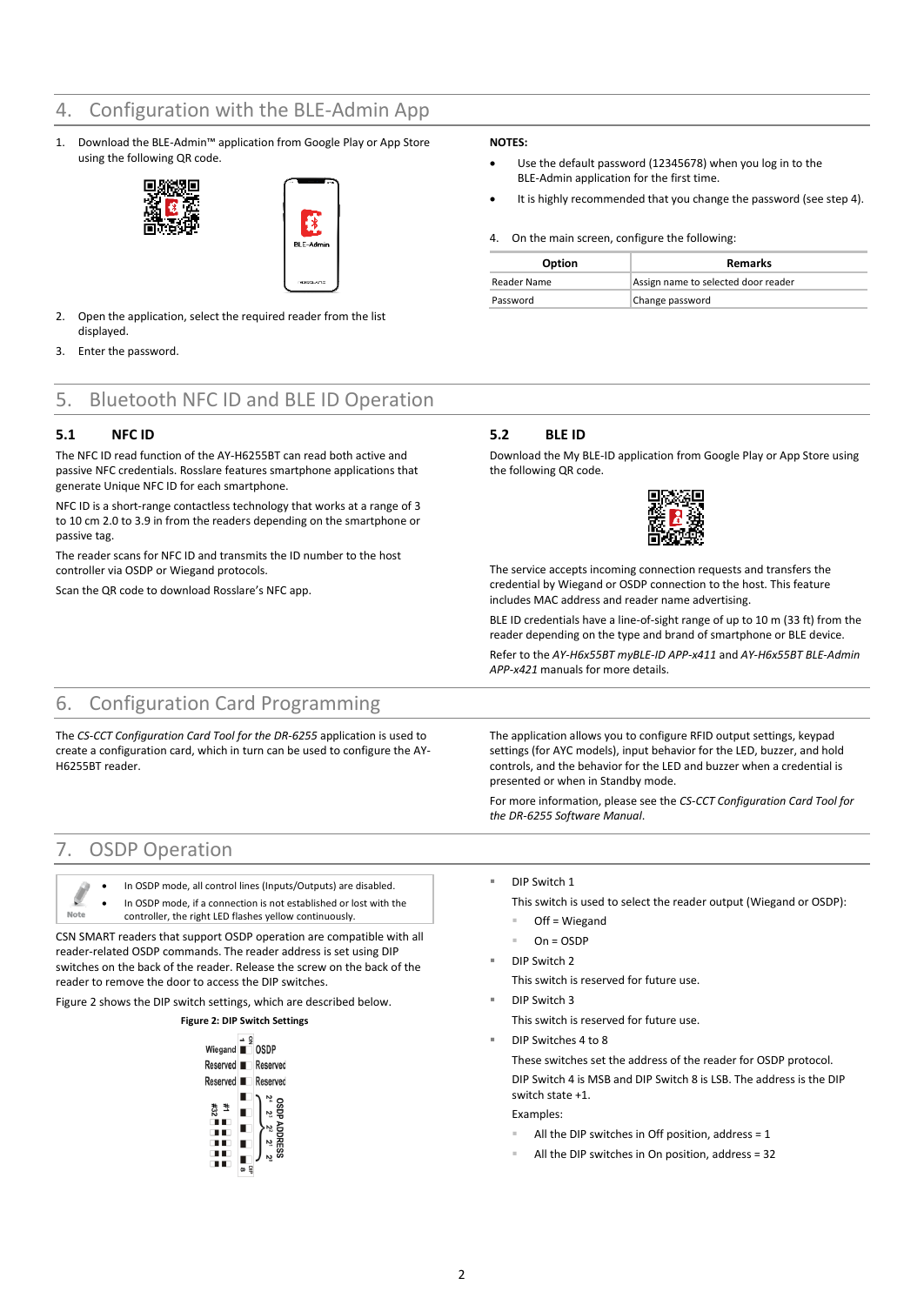## 4. Configuration with the BLE-Admin App

1. Download the BLE-Admin™ application from Google Play or App Store using the following QR code.

2. Open the application, select the required reader from the list displayed.
3. Enter the password.

**NOTES:**

- Use the default password (12345678) when you log in to the BLE-Admin application for the first time.
- It is highly recommended that you change the password (see step 4).

4. On the main screen, configure the following:

| Option | Remarks |
|---|---|
| Reader Name | Assign name to selected door reader |
| Password | Change password |

## 5. Bluetooth NFC ID and BLE ID Operation

### 5.1 NFC ID

The NFC ID read function of the AY-H6255BT can read both active and passive NFC credentials. Rosslare features smartphone applications that generate Unique NFC ID for each smartphone.

NFC ID is a short-range contactless technology that works at a range of 3 to 10 cm 2.0 to 3.9 in from the readers depending on the smartphone or passive tag.

The reader scans for NFC ID and transmits the ID number to the host controller via OSDP or Wiegand protocols.

Scan the QR code to download Rosslare's NFC app.

### 5.2 BLE ID

Download the My BLE-ID application from Google Play or App Store using the following QR code.

The service accepts incoming connection requests and transfers the credential by Wiegand or OSDP connection to the host. This feature includes MAC address and reader name advertising.

BLE ID credentials have a line-of-sight range of up to 10 m (33 ft) from the reader depending on the type and brand of smartphone or BLE device.

Refer to the *AY-H6x55BT myBLE-ID APP-x411* and *AY-H6x55BT BLE-Admin APP-x421* manuals for more details.

## 6. Configuration Card Programming

The *CS-CCT Configuration Card Tool for the DR-6255* application is used to create a configuration card, which in turn can be used to configure the AY-H6255BT reader.

The application allows you to configure RFID output settings, keypad settings (for AYC models), input behavior for the LED, buzzer, and hold controls, and the behavior for the LED and buzzer when a credential is presented or when in Standby mode.

For more information, please see the *CS-CCT Configuration Card Tool for the DR-6255 Software Manual*.

## 7. OSDP Operation

> **Note**
> - In OSDP mode, all control lines (Inputs/Outputs) are disabled.
> - In OSDP mode, if a connection is not established or lost with the controller, the right LED flashes yellow continuously.

CSN SMART readers that support OSDP operation are compatible with all reader-related OSDP commands. The reader address is set using DIP switches on the back of the reader. Release the screw on the back of the reader to remove the door to access the DIP switches.

Figure 2 shows the DIP switch settings, which are described below.

**Figure 2: DIP Switch Settings**

ON
1
Wiegand OSDP
Reserved Reserved
Reserved Reserved
#1 #32
$2^4$ $2^3$ $2^2$ $2^1$ $2^0$
OSDP ADDRESS
DIP 8

- DIP Switch 1

  This switch is used to select the reader output (Wiegand or OSDP):
  - Off = Wiegand
  - On = OSDP
- DIP Switch 2

  This switch is reserved for future use.
- DIP Switch 3

  This switch is reserved for future use.
- DIP Switches 4 to 8

  These switches set the address of the reader for OSDP protocol.

  DIP Switch 4 is MSB and DIP Switch 8 is LSB. The address is the DIP switch state +1.

  Examples:
  - All the DIP switches in Off position, address = 1
  - All the DIP switches in On position, address = 32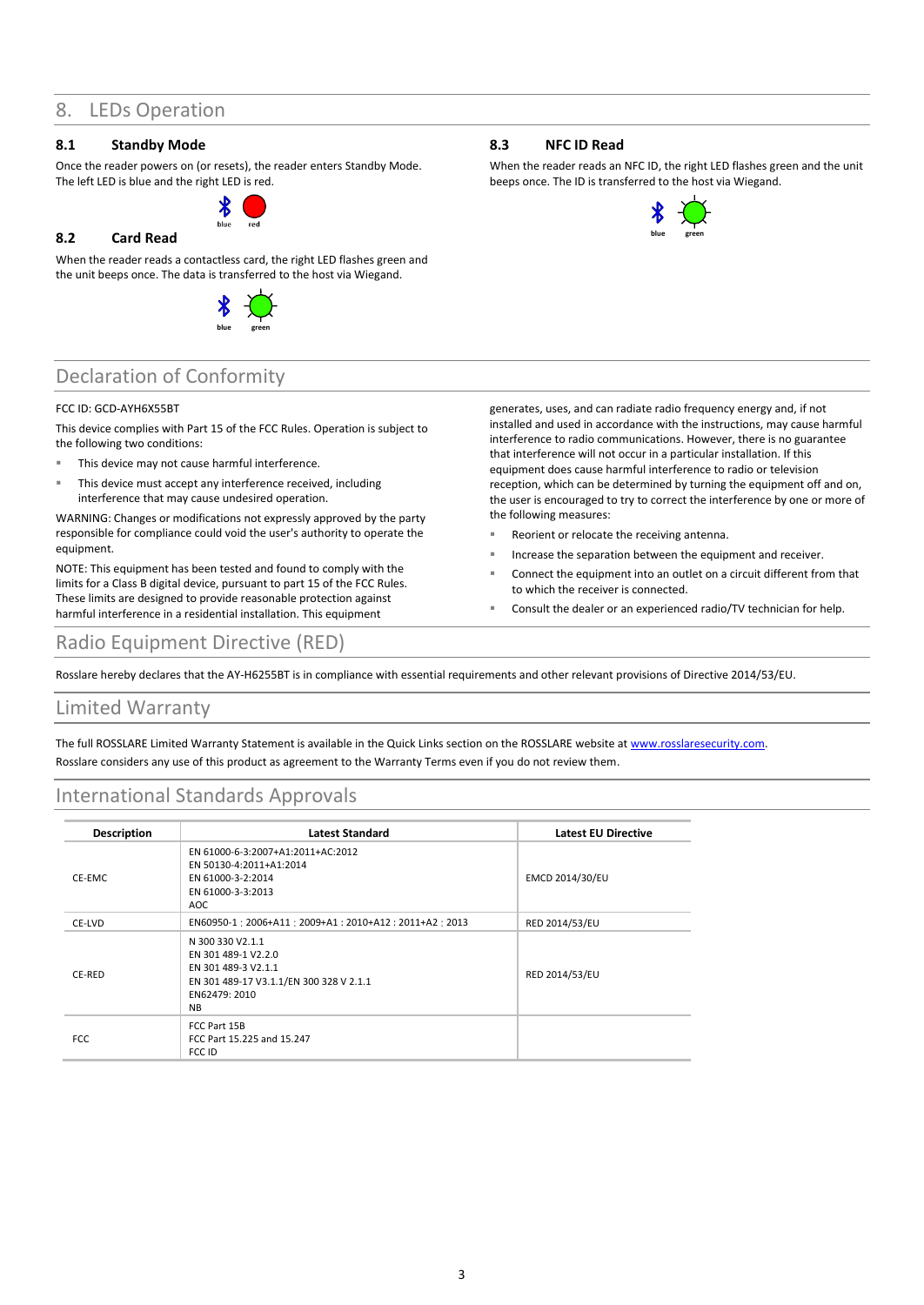# 8. LEDs Operation

### 8.1 Standby Mode

Once the reader powers on (or resets), the reader enters Standby Mode. The left LED is blue and the right LED is red.

blue red

### 8.2 Card Read

When the reader reads a contactless card, the right LED flashes green and the unit beeps once. The data is transferred to the host via Wiegand.

blue green

### 8.3 NFC ID Read

When the reader reads an NFC ID, the right LED flashes green and the unit beeps once. The ID is transferred to the host via Wiegand.

blue green

# Declaration of Conformity

FCC ID: GCD-AYH6X55BT

This device complies with Part 15 of the FCC Rules. Operation is subject to the following two conditions:

- This device may not cause harmful interference.
- This device must accept any interference received, including interference that may cause undesired operation.

WARNING: Changes or modifications not expressly approved by the party responsible for compliance could void the user's authority to operate the equipment.

NOTE: This equipment has been tested and found to comply with the limits for a Class B digital device, pursuant to part 15 of the FCC Rules. These limits are designed to provide reasonable protection against harmful interference in a residential installation. This equipment generates, uses, and can radiate radio frequency energy and, if not installed and used in accordance with the instructions, may cause harmful interference to radio communications. However, there is no guarantee that interference will not occur in a particular installation. If this equipment does cause harmful interference to radio or television reception, which can be determined by turning the equipment off and on, the user is encouraged to try to correct the interference by one or more of the following measures:

- Reorient or relocate the receiving antenna.
- Increase the separation between the equipment and receiver.
- Connect the equipment into an outlet on a circuit different from that to which the receiver is connected.
- Consult the dealer or an experienced radio/TV technician for help.

# Radio Equipment Directive (RED)

Rosslare hereby declares that the AY-H6255BT is in compliance with essential requirements and other relevant provisions of Directive 2014/53/EU.

# Limited Warranty

The full ROSSLARE Limited Warranty Statement is available in the Quick Links section on the ROSSLARE website at www.rosslaresecurity.com.

Rosslare considers any use of this product as agreement to the Warranty Terms even if you do not review them.

# International Standards Approvals

| Description | Latest Standard | Latest EU Directive |
|---|---|---|
| CE-EMC | EN 61000-6-3:2007+A1:2011+AC:2012<br>EN 50130-4:2011+A1:2014<br>EN 61000-3-2:2014<br>EN 61000-3-3:2013<br>AOC | EMCD 2014/30/EU |
| CE-LVD | EN60950-1 : 2006+A11 : 2009+A1 : 2010+A12 : 2011+A2 : 2013 | RED 2014/53/EU |
| CE-RED | N 300 330 V2.1.1<br>EN 301 489-1 V2.2.0<br>EN 301 489-3 V2.1.1<br>EN 301 489-17 V3.1.1/EN 300 328 V 2.1.1<br>EN62479: 2010<br>NB | RED 2014/53/EU |
| FCC | FCC Part 15B<br>FCC Part 15.225 and 15.247<br>FCC ID | |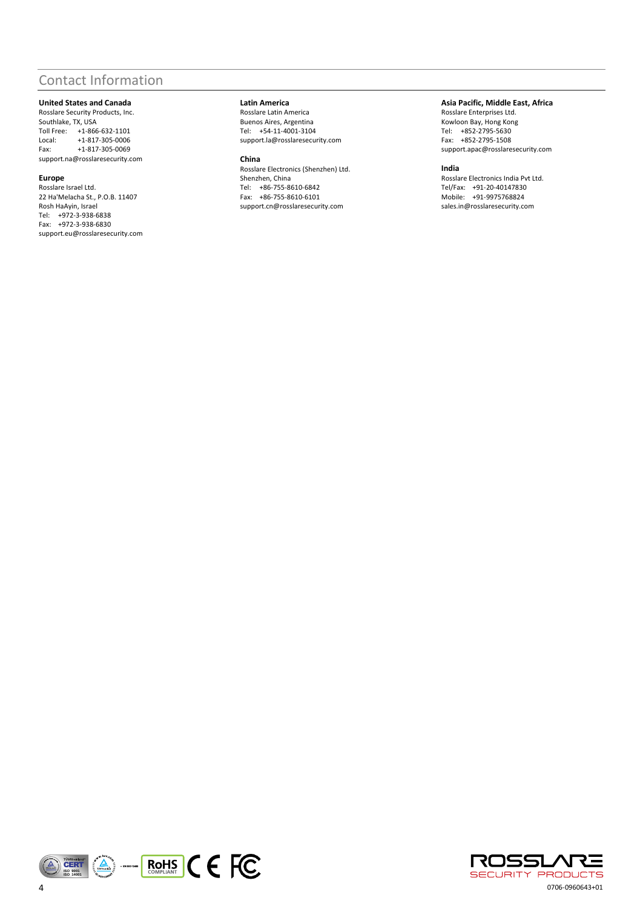## Contact Information

**United States and Canada**
Rosslare Security Products, Inc.
Southlake, TX, USA
Toll Free: +1-866-632-1101
Local: +1-817-305-0006
Fax: +1-817-305-0069
support.na@rosslaresecurity.com

**Europe**
Rosslare Israel Ltd.
22 Ha'Melacha St., P.O.B. 11407
Rosh HaAyin, Israel
Tel: +972-3-938-6838
Fax: +972-3-938-6830
support.eu@rosslaresecurity.com

**Latin America**
Rosslare Latin America
Buenos Aires, Argentina
Tel: +54-11-4001-3104
support.la@rosslaresecurity.com

**China**
Rosslare Electronics (Shenzhen) Ltd.
Shenzhen, China
Tel: +86-755-8610-6842
Fax: +86-755-8610-6101
support.cn@rosslaresecurity.com

**Asia Pacific, Middle East, Africa**
Rosslare Enterprises Ltd.
Kowloon Bay, Hong Kong
Tel: +852-2795-5630
Fax: +852-2795-1508
support.apac@rosslaresecurity.com

**India**
Rosslare Electronics India Pvt Ltd.
Tel/Fax: +91-20-40147830
Mobile: +91-9975768824
sales.in@rosslaresecurity.com

0706-0960643+01